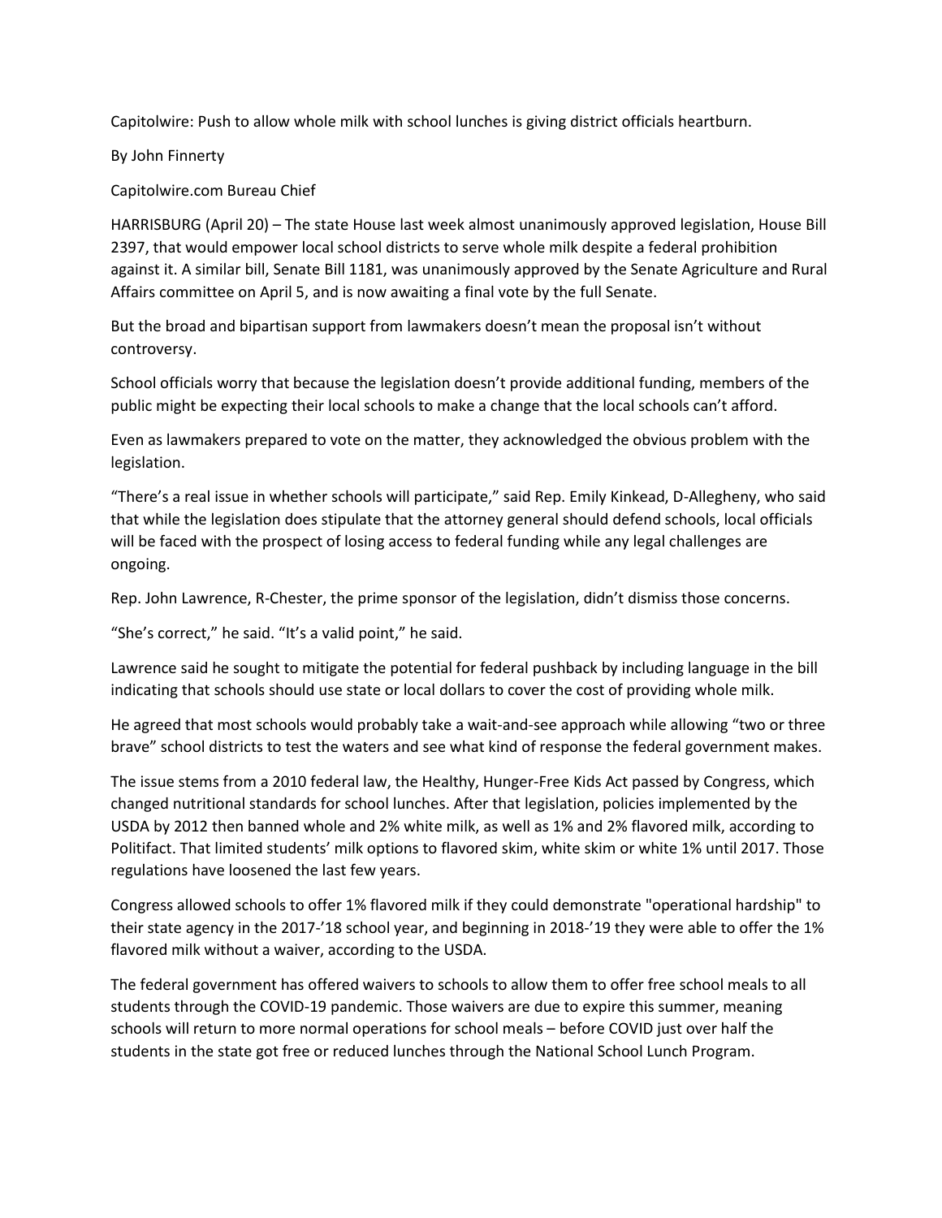Capitolwire: Push to allow whole milk with school lunches is giving district officials heartburn.

By John Finnerty

Capitolwire.com Bureau Chief

HARRISBURG (April 20) – The state House last week almost unanimously approved legislation, House Bill 2397, that would empower local school districts to serve whole milk despite a federal prohibition against it. A similar bill, Senate Bill 1181, was unanimously approved by the Senate Agriculture and Rural Affairs committee on April 5, and is now awaiting a final vote by the full Senate.

But the broad and bipartisan support from lawmakers doesn't mean the proposal isn't without controversy.

School officials worry that because the legislation doesn't provide additional funding, members of the public might be expecting their local schools to make a change that the local schools can't afford.

Even as lawmakers prepared to vote on the matter, they acknowledged the obvious problem with the legislation.

"There's a real issue in whether schools will participate," said Rep. Emily Kinkead, D-Allegheny, who said that while the legislation does stipulate that the attorney general should defend schools, local officials will be faced with the prospect of losing access to federal funding while any legal challenges are ongoing.

Rep. John Lawrence, R-Chester, the prime sponsor of the legislation, didn't dismiss those concerns.

"She's correct," he said. "It's a valid point," he said.

Lawrence said he sought to mitigate the potential for federal pushback by including language in the bill indicating that schools should use state or local dollars to cover the cost of providing whole milk.

He agreed that most schools would probably take a wait-and-see approach while allowing "two or three brave" school districts to test the waters and see what kind of response the federal government makes.

The issue stems from a 2010 federal law, the Healthy, Hunger-Free Kids Act passed by Congress, which changed nutritional standards for school lunches. After that legislation, policies implemented by the USDA by 2012 then banned whole and 2% white milk, as well as 1% and 2% flavored milk, according to Politifact. That limited students' milk options to flavored skim, white skim or white 1% until 2017. Those regulations have loosened the last few years.

Congress allowed schools to offer 1% flavored milk if they could demonstrate "operational hardship" to their state agency in the 2017-'18 school year, and beginning in 2018-'19 they were able to offer the 1% flavored milk without a waiver, according to the USDA.

The federal government has offered waivers to schools to allow them to offer free school meals to all students through the COVID-19 pandemic. Those waivers are due to expire this summer, meaning schools will return to more normal operations for school meals – before COVID just over half the students in the state got free or reduced lunches through the National School Lunch Program.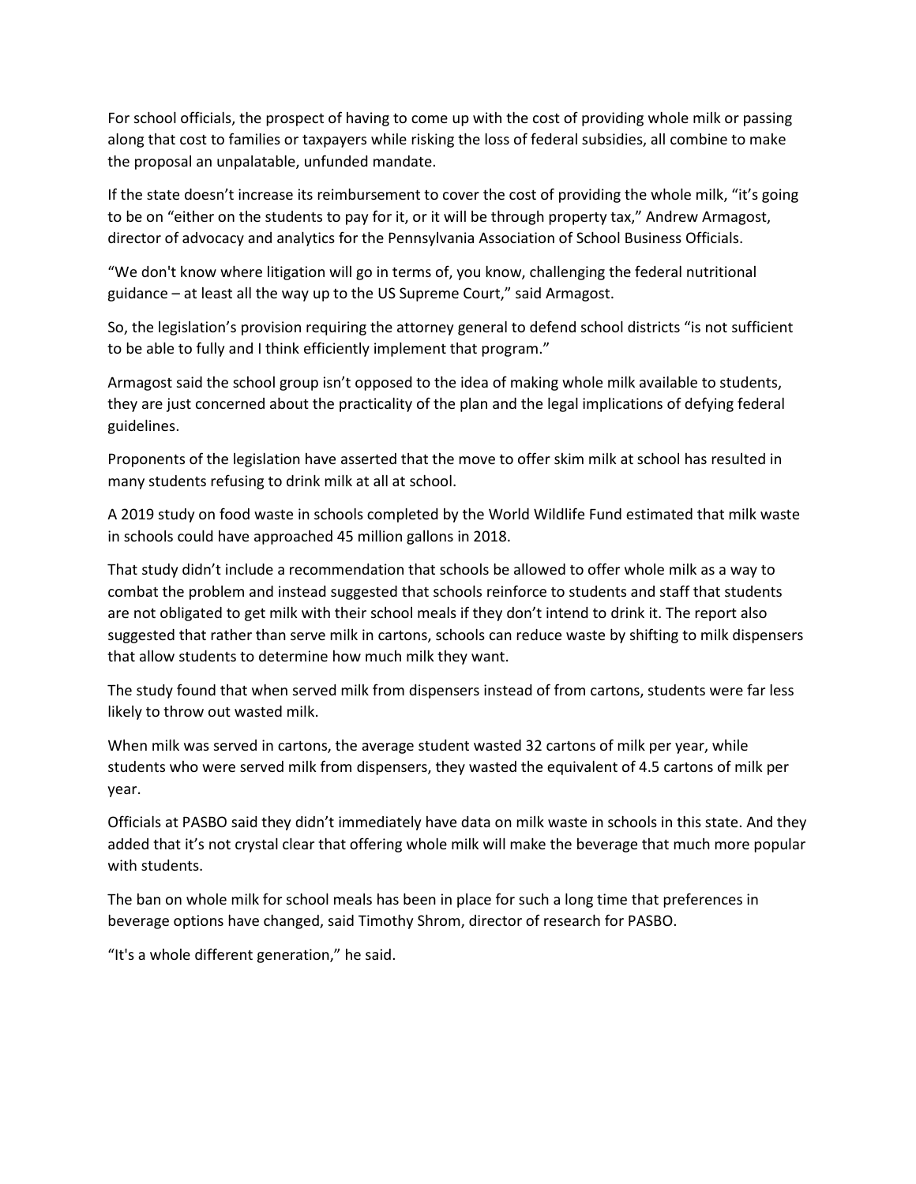For school officials, the prospect of having to come up with the cost of providing whole milk or passing along that cost to families or taxpayers while risking the loss of federal subsidies, all combine to make the proposal an unpalatable, unfunded mandate.

If the state doesn't increase its reimbursement to cover the cost of providing the whole milk, "it's going to be on "either on the students to pay for it, or it will be through property tax," Andrew Armagost, director of advocacy and analytics for the Pennsylvania Association of School Business Officials.

"We don't know where litigation will go in terms of, you know, challenging the federal nutritional guidance – at least all the way up to the US Supreme Court," said Armagost.

So, the legislation's provision requiring the attorney general to defend school districts "is not sufficient to be able to fully and I think efficiently implement that program."

Armagost said the school group isn't opposed to the idea of making whole milk available to students, they are just concerned about the practicality of the plan and the legal implications of defying federal guidelines.

Proponents of the legislation have asserted that the move to offer skim milk at school has resulted in many students refusing to drink milk at all at school.

A 2019 study on food waste in schools completed by the World Wildlife Fund estimated that milk waste in schools could have approached 45 million gallons in 2018.

That study didn't include a recommendation that schools be allowed to offer whole milk as a way to combat the problem and instead suggested that schools reinforce to students and staff that students are not obligated to get milk with their school meals if they don't intend to drink it. The report also suggested that rather than serve milk in cartons, schools can reduce waste by shifting to milk dispensers that allow students to determine how much milk they want.

The study found that when served milk from dispensers instead of from cartons, students were far less likely to throw out wasted milk.

When milk was served in cartons, the average student wasted 32 cartons of milk per year, while students who were served milk from dispensers, they wasted the equivalent of 4.5 cartons of milk per year.

Officials at PASBO said they didn't immediately have data on milk waste in schools in this state. And they added that it's not crystal clear that offering whole milk will make the beverage that much more popular with students.

The ban on whole milk for school meals has been in place for such a long time that preferences in beverage options have changed, said Timothy Shrom, director of research for PASBO.

"It's a whole different generation," he said.